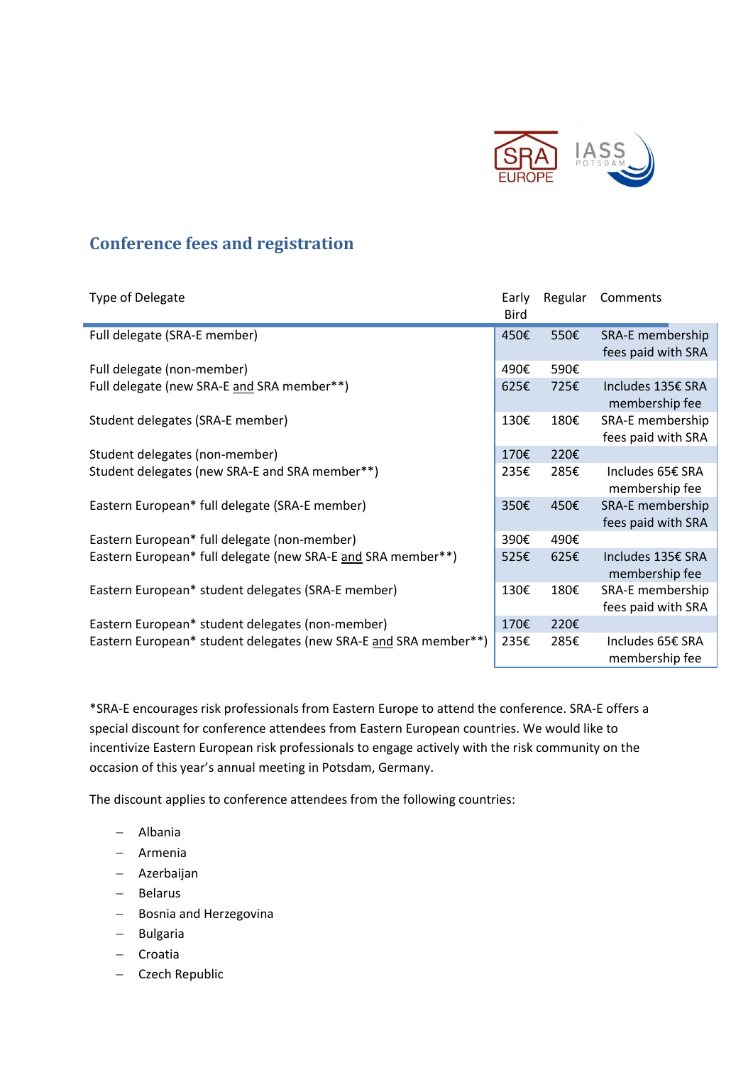## Conference fees and registration

| Type of Delegate | Early Bird | Regular | Comments |
|---|---|---|---|
| Full delegate (SRA-E member) | 450€ | 550€ | SRA-E membership fees paid with SRA |
| Full delegate (non-member) | 490€ | 590€ | |
| Full delegate (new SRA-E and SRA member**) | 625€ | 725€ | Includes 135€ SRA membership fee |
| Student delegates (SRA-E member) | 130€ | 180€ | SRA-E membership fees paid with SRA |
| Student delegates (non-member) | 170€ | 220€ | |
| Student delegates (new SRA-E and SRA member**) | 235€ | 285€ | Includes 65€ SRA membership fee |
| Eastern European* full delegate (SRA-E member) | 350€ | 450€ | SRA-E membership fees paid with SRA |
| Eastern European* full delegate (non-member) | 390€ | 490€ | |
| Eastern European* full delegate (new SRA-E and SRA member**) | 525€ | 625€ | Includes 135€ SRA membership fee |
| Eastern European* student delegates (SRA-E member) | 130€ | 180€ | SRA-E membership fees paid with SRA |
| Eastern European* student delegates (non-member) | 170€ | 220€ | |
| Eastern European* student delegates (new SRA-E and SRA member**) | 235€ | 285€ | Includes 65€ SRA membership fee |

*SRA-E encourages risk professionals from Eastern Europe to attend the conference. SRA-E offers a special discount for conference attendees from Eastern European countries. We would like to incentivize Eastern European risk professionals to engage actively with the risk community on the occasion of this year's annual meeting in Potsdam, Germany.

The discount applies to conference attendees from the following countries:

- Albania
- Armenia
- Azerbaijan
- Belarus
- Bosnia and Herzegovina
- Bulgaria
- Croatia
- Czech Republic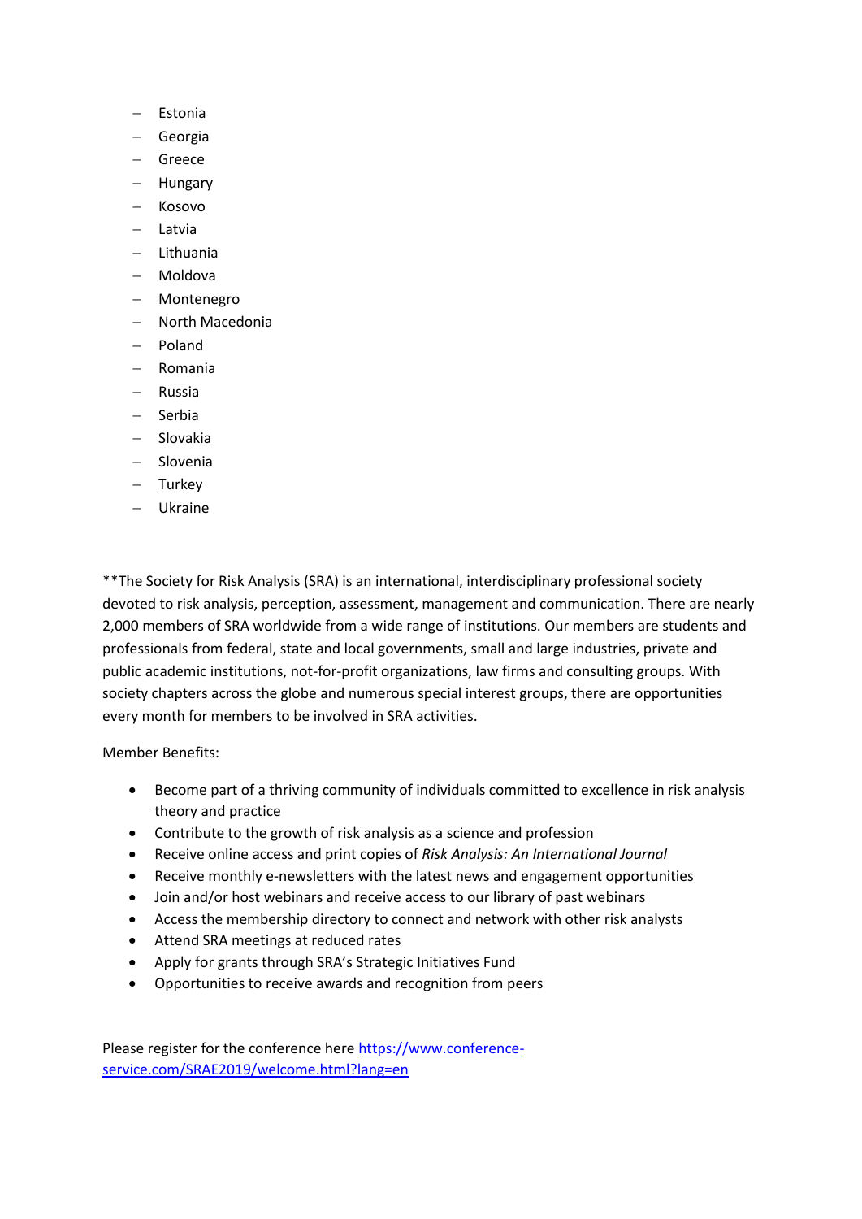- Estonia
- Georgia
- Greece
- Hungary
- Kosovo
- Latvia
- Lithuania
- Moldova
- Montenegro
- North Macedonia
- Poland
- Romania
- Russia
- Serbia
- Slovakia
- Slovenia
- Turkey
- Ukraine

**The Society for Risk Analysis (SRA) is an international, interdisciplinary professional society devoted to risk analysis, perception, assessment, management and communication. There are nearly 2,000 members of SRA worldwide from a wide range of institutions. Our members are students and professionals from federal, state and local governments, small and large industries, private and public academic institutions, not-for-profit organizations, law firms and consulting groups. With society chapters across the globe and numerous special interest groups, there are opportunities every month for members to be involved in SRA activities.

Member Benefits:

- Become part of a thriving community of individuals committed to excellence in risk analysis theory and practice
- Contribute to the growth of risk analysis as a science and profession
- Receive online access and print copies of *Risk Analysis: An International Journal*
- Receive monthly e-newsletters with the latest news and engagement opportunities
- Join and/or host webinars and receive access to our library of past webinars
- Access the membership directory to connect and network with other risk analysts
- Attend SRA meetings at reduced rates
- Apply for grants through SRA's Strategic Initiatives Fund
- Opportunities to receive awards and recognition from peers

Please register for the conference here [https://www.conference-service.com/SRAE2019/welcome.html?lang=en](https://www.conference-service.com/SRAE2019/welcome.html?lang=en)